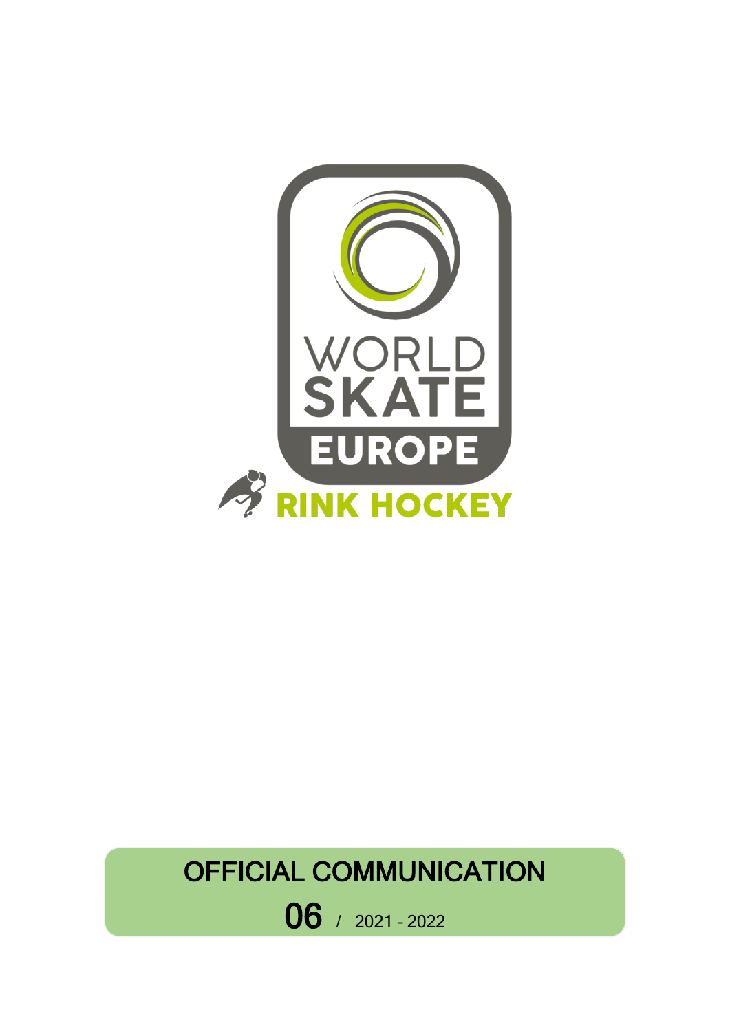WORLD SKATE EUROPE

RINK HOCKEY

# OFFICIAL COMMUNICATION

**06** / 2021 - 2022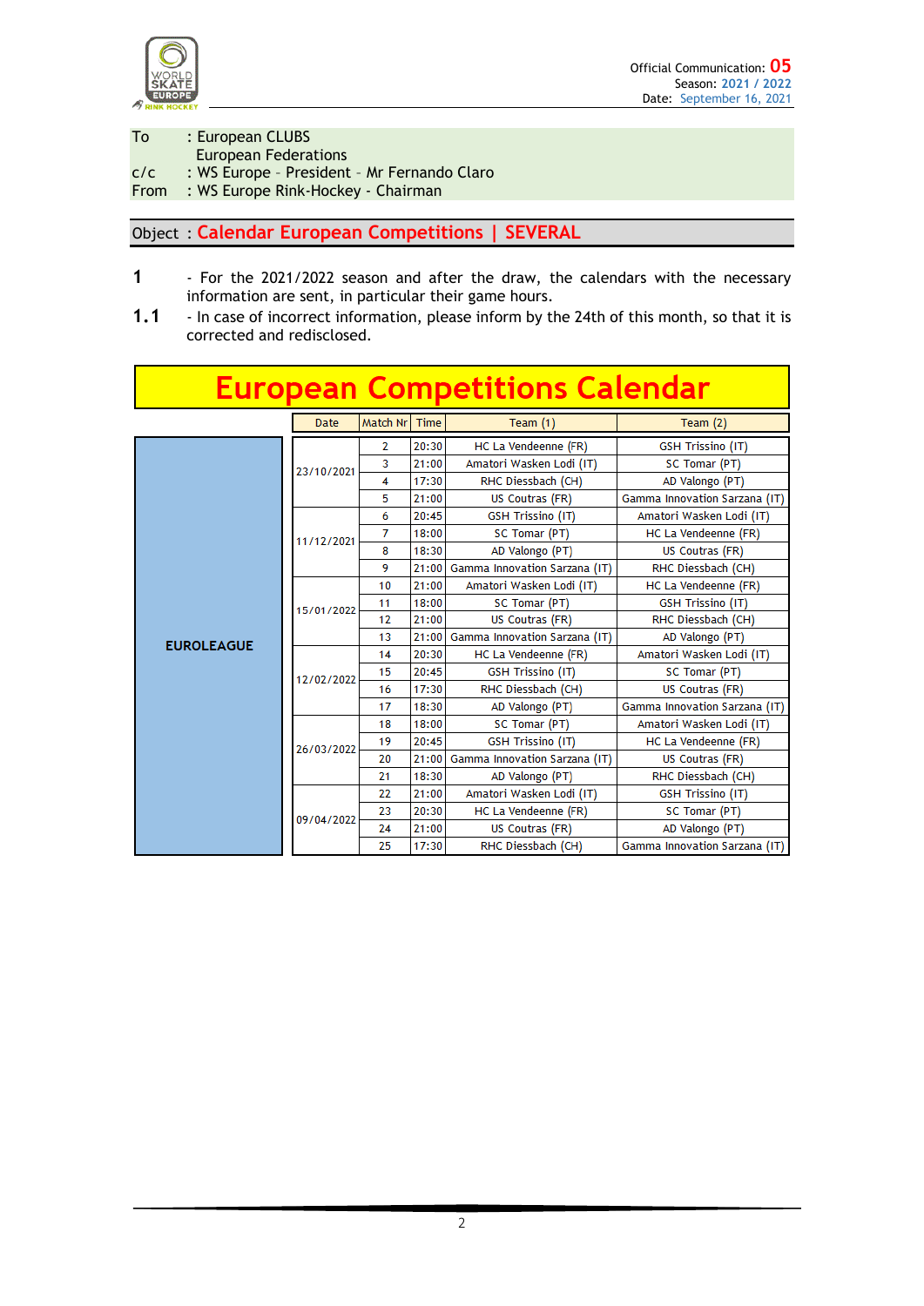Official Communication: **05**
Season: 2021 / 2022
Date: September 16, 2021

To : European CLUBS
European Federations
c/c : WS Europe - President - Mr Fernando Claro
From : WS Europe Rink-Hockey - Chairman

Object : **Calendar European Competitions | SEVERAL**

**1** - For the 2021/2022 season and after the draw, the calendars with the necessary information are sent, in particular their game hours.

**1.1** - In case of incorrect information, please inform by the 24th of this month, so that it is corrected and redisclosed.

# European Competitions Calendar

| | Date | Match Nr | Time | Team (1) | Team (2) |
|---|---|---|---|---|---|
| EUROLEAGUE | 23/10/2021 | 2 | 20:30 | HC La Vendeenne (FR) | GSH Trissino (IT) |
| | | 3 | 21:00 | Amatori Wasken Lodi (IT) | SC Tomar (PT) |
| | | 4 | 17:30 | RHC Diessbach (CH) | AD Valongo (PT) |
| | | 5 | 21:00 | US Coutras (FR) | Gamma Innovation Sarzana (IT) |
| | 11/12/2021 | 6 | 20:45 | GSH Trissino (IT) | Amatori Wasken Lodi (IT) |
| | | 7 | 18:00 | SC Tomar (PT) | HC La Vendeenne (FR) |
| | | 8 | 18:30 | AD Valongo (PT) | US Coutras (FR) |
| | | 9 | 21:00 | Gamma Innovation Sarzana (IT) | RHC Diessbach (CH) |
| | 15/01/2022 | 10 | 21:00 | Amatori Wasken Lodi (IT) | HC La Vendeenne (FR) |
| | | 11 | 18:00 | SC Tomar (PT) | GSH Trissino (IT) |
| | | 12 | 21:00 | US Coutras (FR) | RHC Diessbach (CH) |
| | | 13 | 21:00 | Gamma Innovation Sarzana (IT) | AD Valongo (PT) |
| | 12/02/2022 | 14 | 20:30 | HC La Vendeenne (FR) | Amatori Wasken Lodi (IT) |
| | | 15 | 20:45 | GSH Trissino (IT) | SC Tomar (PT) |
| | | 16 | 17:30 | RHC Diessbach (CH) | US Coutras (FR) |
| | | 17 | 18:30 | AD Valongo (PT) | Gamma Innovation Sarzana (IT) |
| | 26/03/2022 | 18 | 18:00 | SC Tomar (PT) | Amatori Wasken Lodi (IT) |
| | | 19 | 20:45 | GSH Trissino (IT) | HC La Vendeenne (FR) |
| | | 20 | 21:00 | Gamma Innovation Sarzana (IT) | US Coutras (FR) |
| | | 21 | 18:30 | AD Valongo (PT) | RHC Diessbach (CH) |
| | 09/04/2022 | 22 | 21:00 | Amatori Wasken Lodi (IT) | GSH Trissino (IT) |
| | | 23 | 20:30 | HC La Vendeenne (FR) | SC Tomar (PT) |
| | | 24 | 21:00 | US Coutras (FR) | AD Valongo (PT) |
| | | 25 | 17:30 | RHC Diessbach (CH) | Gamma Innovation Sarzana (IT) |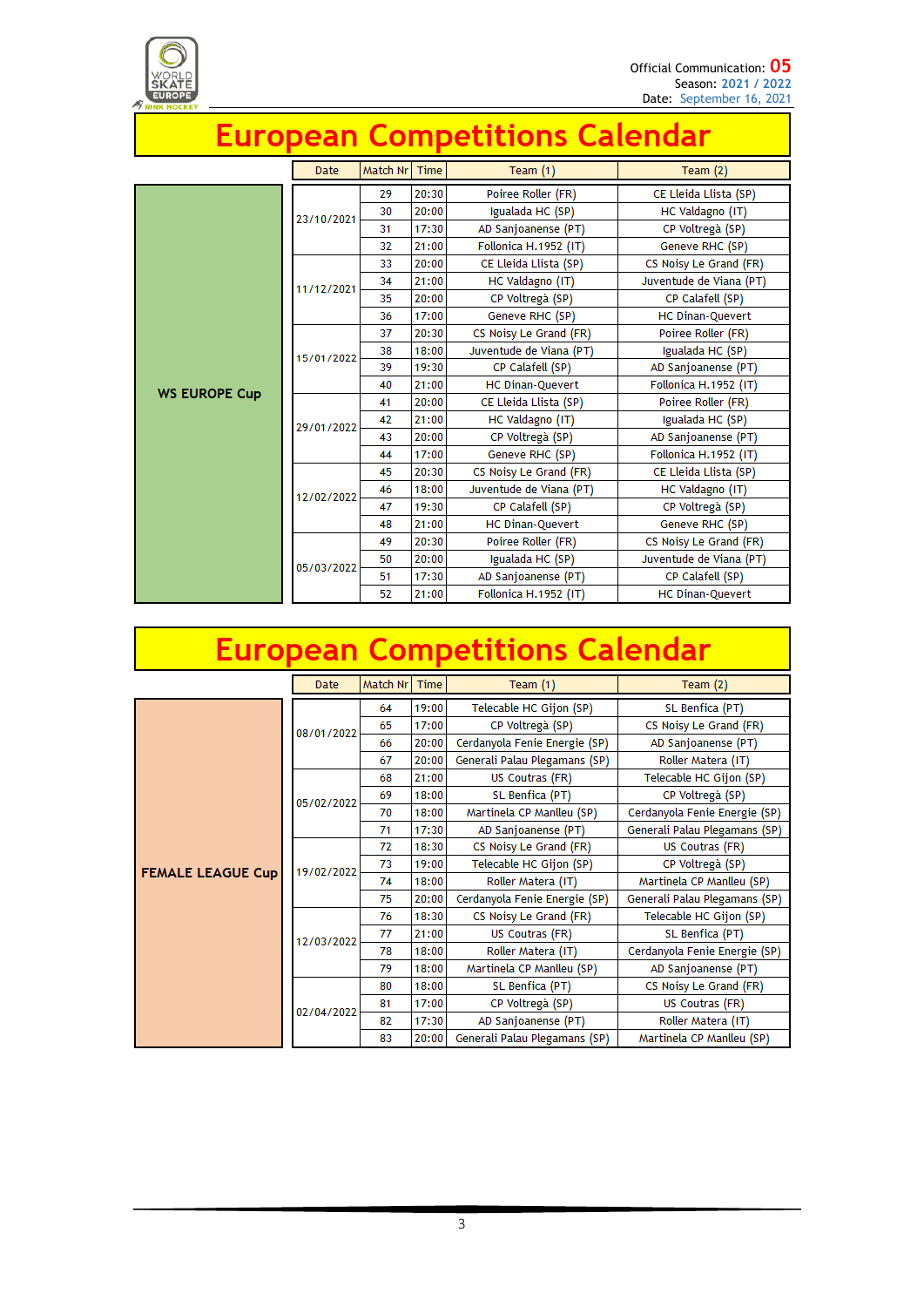Official Communication: 05
Season: 2021 / 2022
Date: September 16, 2021

# European Competitions Calendar

## WS EUROPE Cup

| Date | Match Nr | Time | Team (1) | Team (2) |
|---|---|---|---|---|
| 23/10/2021 | 29 | 20:30 | Poiree Roller (FR) | CE Lleida Llista (SP) |
| | 30 | 20:00 | Igualada HC (SP) | HC Valdagno (IT) |
| | 31 | 17:30 | AD Sanjoanense (PT) | CP Voltregà (SP) |
| | 32 | 21:00 | Follonica H.1952 (IT) | Geneve RHC (SP) |
| 11/12/2021 | 33 | 20:00 | CE Lleida Llista (SP) | CS Noisy Le Grand (FR) |
| | 34 | 21:00 | HC Valdagno (IT) | Juventude de Viana (PT) |
| | 35 | 20:00 | CP Voltregà (SP) | CP Calafell (SP) |
| | 36 | 17:00 | Geneve RHC (SP) | HC Dinan-Quevert |
| 15/01/2022 | 37 | 20:30 | CS Noisy Le Grand (FR) | Poiree Roller (FR) |
| | 38 | 18:00 | Juventude de Viana (PT) | Igualada HC (SP) |
| | 39 | 19:30 | CP Calafell (SP) | AD Sanjoanense (PT) |
| | 40 | 21:00 | HC Dinan-Quevert | Follonica H.1952 (IT) |
| 29/01/2022 | 41 | 20:00 | CE Lleida Llista (SP) | Poiree Roller (FR) |
| | 42 | 21:00 | HC Valdagno (IT) | Igualada HC (SP) |
| | 43 | 20:00 | CP Voltregà (SP) | AD Sanjoanense (PT) |
| | 44 | 17:00 | Geneve RHC (SP) | Follonica H.1952 (IT) |
| 12/02/2022 | 45 | 20:30 | CS Noisy Le Grand (FR) | CE Lleida Llista (SP) |
| | 46 | 18:00 | Juventude de Viana (PT) | HC Valdagno (IT) |
| | 47 | 19:30 | CP Calafell (SP) | CP Voltregà (SP) |
| | 48 | 21:00 | HC Dinan-Quevert | Geneve RHC (SP) |
| 05/03/2022 | 49 | 20:30 | Poiree Roller (FR) | CS Noisy Le Grand (FR) |
| | 50 | 20:00 | Igualada HC (SP) | Juventude de Viana (PT) |
| | 51 | 17:30 | AD Sanjoanense (PT) | CP Calafell (SP) |
| | 52 | 21:00 | Follonica H.1952 (IT) | HC Dinan-Quevert |

# European Competitions Calendar

## FEMALE LEAGUE Cup

| Date | Match Nr | Time | Team (1) | Team (2) |
|---|---|---|---|---|
| 08/01/2022 | 64 | 19:00 | Telecable HC Gijon (SP) | SL Benfica (PT) |
| | 65 | 17:00 | CP Voltregà (SP) | CS Noisy Le Grand (FR) |
| | 66 | 20:00 | Cerdanyola Fenie Energie (SP) | AD Sanjoanense (PT) |
| | 67 | 20:00 | Generali Palau Plegamans (SP) | Roller Matera (IT) |
| 05/02/2022 | 68 | 21:00 | US Coutras (FR) | Telecable HC Gijon (SP) |
| | 69 | 18:00 | SL Benfica (PT) | CP Voltregà (SP) |
| | 70 | 18:00 | Martinela CP Manlleu (SP) | Cerdanyola Fenie Energie (SP) |
| | 71 | 17:30 | AD Sanjoanense (PT) | Generali Palau Plegamans (SP) |
| 19/02/2022 | 72 | 18:30 | CS Noisy Le Grand (FR) | US Coutras (FR) |
| | 73 | 19:00 | Telecable HC Gijon (SP) | CP Voltregà (SP) |
| | 74 | 18:00 | Roller Matera (IT) | Martinela CP Manlleu (SP) |
| | 75 | 20:00 | Cerdanyola Fenie Energie (SP) | Generali Palau Plegamans (SP) |
| 12/03/2022 | 76 | 18:30 | CS Noisy Le Grand (FR) | Telecable HC Gijon (SP) |
| | 77 | 21:00 | US Coutras (FR) | SL Benfica (PT) |
| | 78 | 18:00 | Roller Matera (IT) | Cerdanyola Fenie Energie (SP) |
| | 79 | 18:00 | Martinela CP Manlleu (SP) | AD Sanjoanense (PT) |
| 02/04/2022 | 80 | 18:00 | SL Benfica (PT) | CS Noisy Le Grand (FR) |
| | 81 | 17:00 | CP Voltregà (SP) | US Coutras (FR) |
| | 82 | 17:30 | AD Sanjoanense (PT) | Roller Matera (IT) |
| | 83 | 20:00 | Generali Palau Plegamans (SP) | Martinela CP Manlleu (SP) |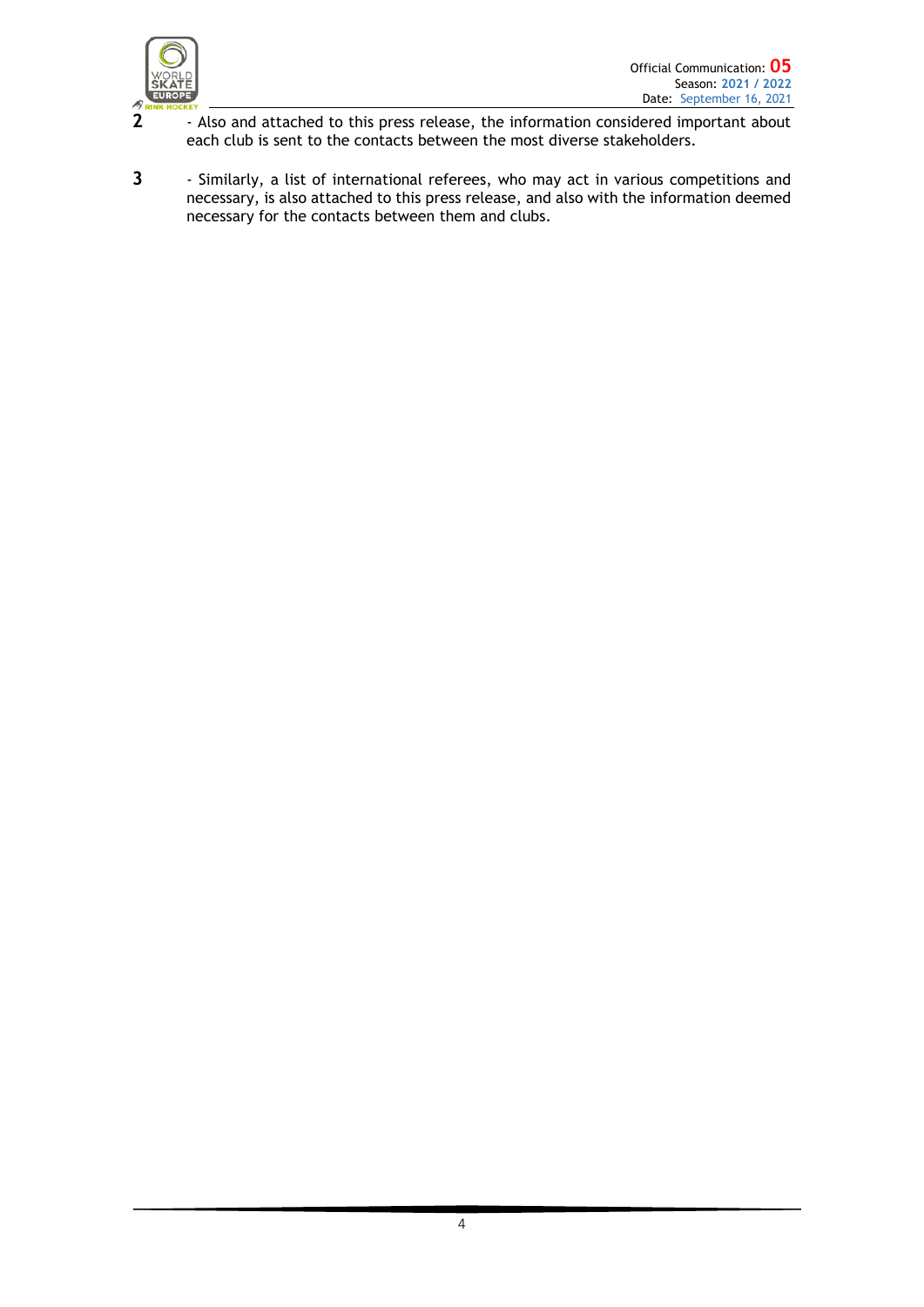**2** - Also and attached to this press release, the information considered important about each club is sent to the contacts between the most diverse stakeholders.

**3** - Similarly, a list of international referees, who may act in various competitions and necessary, is also attached to this press release, and also with the information deemed necessary for the contacts between them and clubs.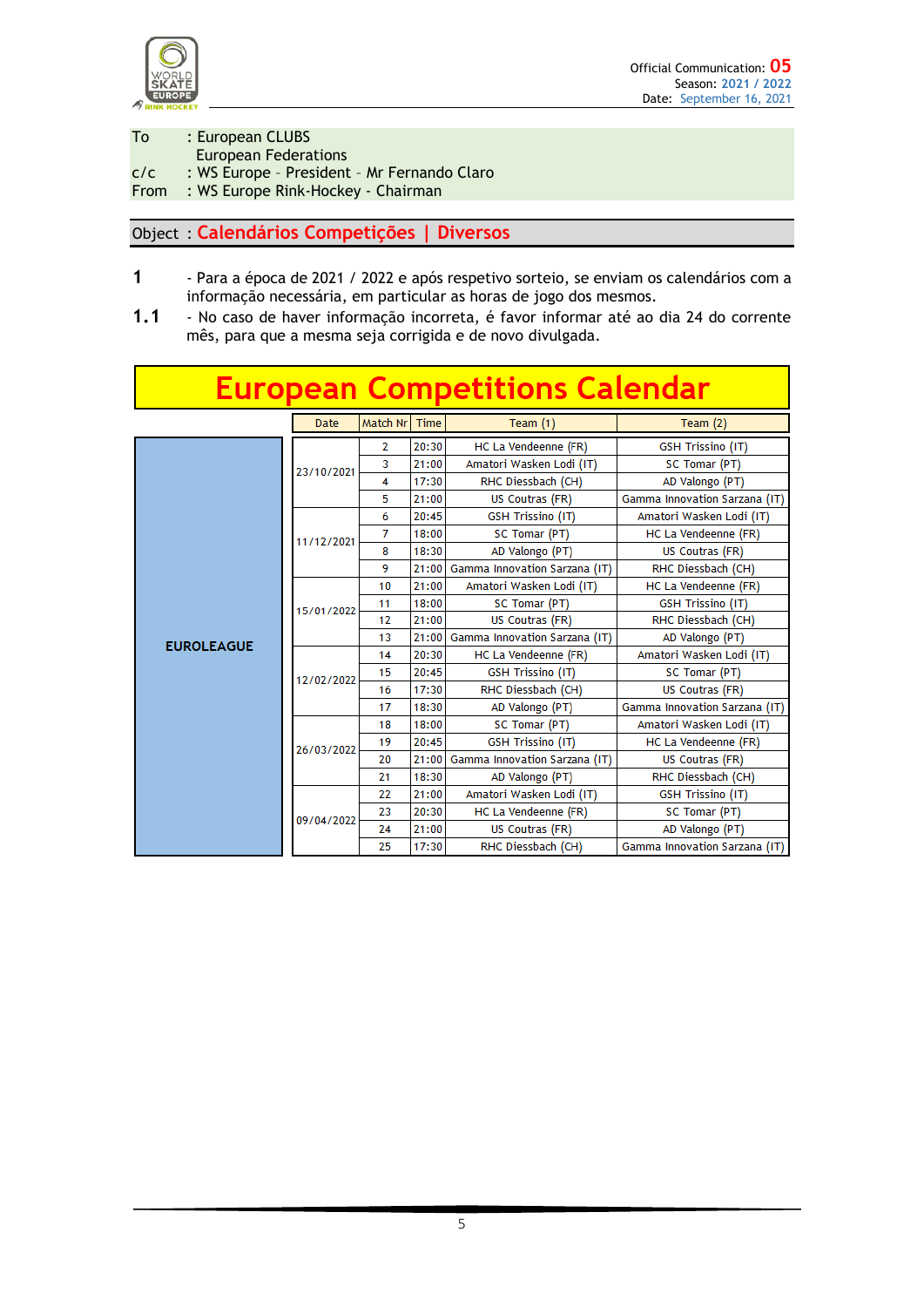Official Communication: 05
Season: 2021 / 2022
Date: September 16, 2021

| | |
|---|---|
| To | : European CLUBS<br>European Federations |
| c/c | : WS Europe - President - Mr Fernando Claro |
| From | : WS Europe Rink-Hockey - Chairman |

**Object : Calendários Competições | Diversos**

**1** - Para a época de 2021 / 2022 e após respetivo sorteio, se enviam os calendários com a informação necessária, em particular as horas de jogo dos mesmos.

**1.1** - No caso de haver informação incorreta, é favor informar até ao dia 24 do corrente mês, para que a mesma seja corrigida e de novo divulgada.

# European Competitions Calendar

| | Date | Match Nr | Time | Team (1) | Team (2) |
|---|---|---|---|---|---|
| EUROLEAGUE | 23/10/2021 | 2 | 20:30 | HC La Vendeenne (FR) | GSH Trissino (IT) |
| | | 3 | 21:00 | Amatori Wasken Lodi (IT) | SC Tomar (PT) |
| | | 4 | 17:30 | RHC Diessbach (CH) | AD Valongo (PT) |
| | | 5 | 21:00 | US Coutras (FR) | Gamma Innovation Sarzana (IT) |
| | 11/12/2021 | 6 | 20:45 | GSH Trissino (IT) | Amatori Wasken Lodi (IT) |
| | | 7 | 18:00 | SC Tomar (PT) | HC La Vendeenne (FR) |
| | | 8 | 18:30 | AD Valongo (PT) | US Coutras (FR) |
| | | 9 | 21:00 | Gamma Innovation Sarzana (IT) | RHC Diessbach (CH) |
| | 15/01/2022 | 10 | 21:00 | Amatori Wasken Lodi (IT) | HC La Vendeenne (FR) |
| | | 11 | 18:00 | SC Tomar (PT) | GSH Trissino (IT) |
| | | 12 | 21:00 | US Coutras (FR) | RHC Diessbach (CH) |
| | | 13 | 21:00 | Gamma Innovation Sarzana (IT) | AD Valongo (PT) |
| | 12/02/2022 | 14 | 20:30 | HC La Vendeenne (FR) | Amatori Wasken Lodi (IT) |
| | | 15 | 20:45 | GSH Trissino (IT) | SC Tomar (PT) |
| | | 16 | 17:30 | RHC Diessbach (CH) | US Coutras (FR) |
| | | 17 | 18:30 | AD Valongo (PT) | Gamma Innovation Sarzana (IT) |
| | 26/03/2022 | 18 | 18:00 | SC Tomar (PT) | Amatori Wasken Lodi (IT) |
| | | 19 | 20:45 | GSH Trissino (IT) | HC La Vendeenne (FR) |
| | | 20 | 21:00 | Gamma Innovation Sarzana (IT) | US Coutras (FR) |
| | | 21 | 18:30 | AD Valongo (PT) | RHC Diessbach (CH) |
| | 09/04/2022 | 22 | 21:00 | Amatori Wasken Lodi (IT) | GSH Trissino (IT) |
| | | 23 | 20:30 | HC La Vendeenne (FR) | SC Tomar (PT) |
| | | 24 | 21:00 | US Coutras (FR) | AD Valongo (PT) |
| | | 25 | 17:30 | RHC Diessbach (CH) | Gamma Innovation Sarzana (IT) |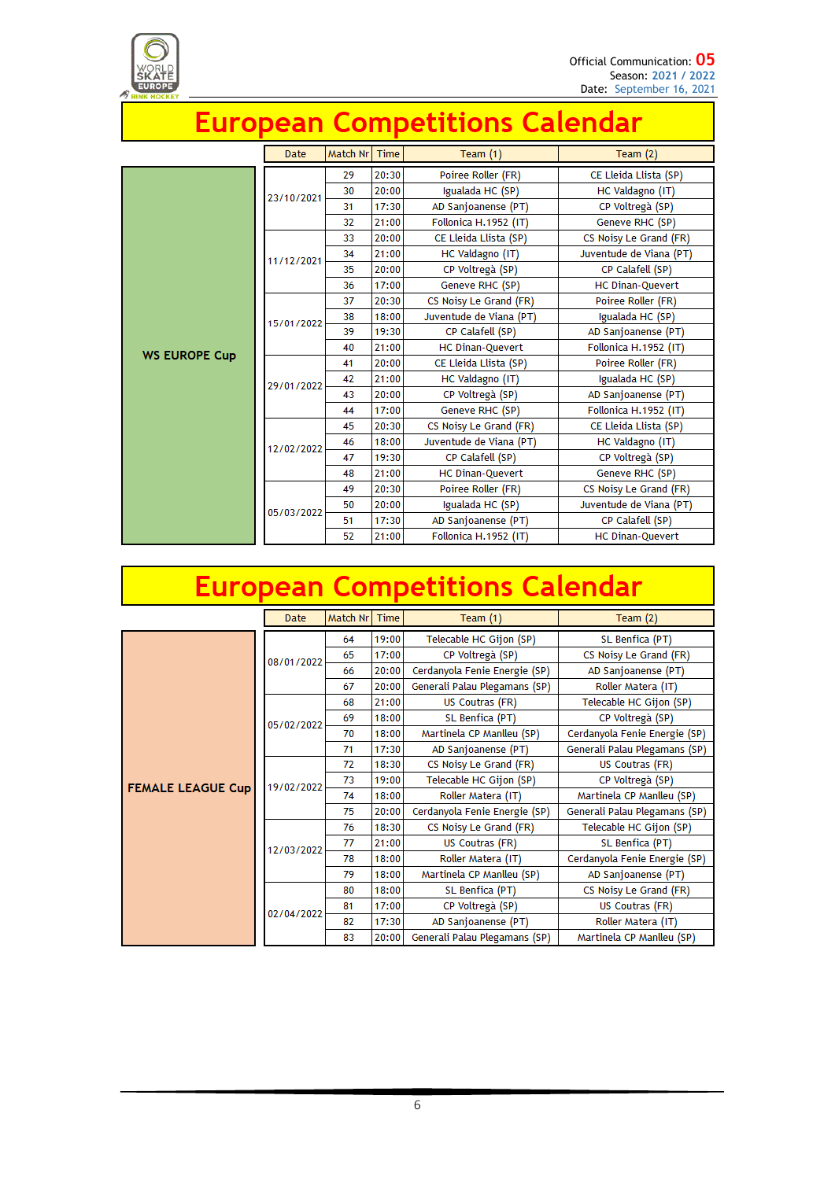Official Communication: 05
Season: 2021 / 2022
Date: September 16, 2021

# European Competitions Calendar

## WS EUROPE Cup

| Date | Match Nr | Time | Team (1) | Team (2) |
|---|---|---|---|---|
| 23/10/2021 | 29 | 20:30 | Poiree Roller (FR) | CE Lleida Llista (SP) |
| | 30 | 20:00 | Igualada HC (SP) | HC Valdagno (IT) |
| | 31 | 17:30 | AD Sanjoanense (PT) | CP Voltregà (SP) |
| | 32 | 21:00 | Follonica H.1952 (IT) | Geneve RHC (SP) |
| 11/12/2021 | 33 | 20:00 | CE Lleida Llista (SP) | CS Noisy Le Grand (FR) |
| | 34 | 21:00 | HC Valdagno (IT) | Juventude de Viana (PT) |
| | 35 | 20:00 | CP Voltregà (SP) | CP Calafell (SP) |
| | 36 | 17:00 | Geneve RHC (SP) | HC Dinan-Quevert |
| 15/01/2022 | 37 | 20:30 | CS Noisy Le Grand (FR) | Poiree Roller (FR) |
| | 38 | 18:00 | Juventude de Viana (PT) | Igualada HC (SP) |
| | 39 | 19:30 | CP Calafell (SP) | AD Sanjoanense (PT) |
| | 40 | 21:00 | HC Dinan-Quevert | Follonica H.1952 (IT) |
| 29/01/2022 | 41 | 20:00 | CE Lleida Llista (SP) | Poiree Roller (FR) |
| | 42 | 21:00 | HC Valdagno (IT) | Igualada HC (SP) |
| | 43 | 20:00 | CP Voltregà (SP) | AD Sanjoanense (PT) |
| | 44 | 17:00 | Geneve RHC (SP) | Follonica H.1952 (IT) |
| 12/02/2022 | 45 | 20:30 | CS Noisy Le Grand (FR) | CE Lleida Llista (SP) |
| | 46 | 18:00 | Juventude de Viana (PT) | HC Valdagno (IT) |
| | 47 | 19:30 | CP Calafell (SP) | CP Voltregà (SP) |
| | 48 | 21:00 | HC Dinan-Quevert | Geneve RHC (SP) |
| 05/03/2022 | 49 | 20:30 | Poiree Roller (FR) | CS Noisy Le Grand (FR) |
| | 50 | 20:00 | Igualada HC (SP) | Juventude de Viana (PT) |
| | 51 | 17:30 | AD Sanjoanense (PT) | CP Calafell (SP) |
| | 52 | 21:00 | Follonica H.1952 (IT) | HC Dinan-Quevert |

# European Competitions Calendar

## FEMALE LEAGUE Cup

| Date | Match Nr | Time | Team (1) | Team (2) |
|---|---|---|---|---|
| 08/01/2022 | 64 | 19:00 | Telecable HC Gijon (SP) | SL Benfica (PT) |
| | 65 | 17:00 | CP Voltregà (SP) | CS Noisy Le Grand (FR) |
| | 66 | 20:00 | Cerdanyola Fenie Energie (SP) | AD Sanjoanense (PT) |
| | 67 | 20:00 | Generali Palau Plegamans (SP) | Roller Matera (IT) |
| 05/02/2022 | 68 | 21:00 | US Coutras (FR) | Telecable HC Gijon (SP) |
| | 69 | 18:00 | SL Benfica (PT) | CP Voltregà (SP) |
| | 70 | 18:00 | Martinela CP Manlleu (SP) | Cerdanyola Fenie Energie (SP) |
| | 71 | 17:30 | AD Sanjoanense (PT) | Generali Palau Plegamans (SP) |
| 19/02/2022 | 72 | 18:30 | CS Noisy Le Grand (FR) | US Coutras (FR) |
| | 73 | 19:00 | Telecable HC Gijon (SP) | CP Voltregà (SP) |
| | 74 | 18:00 | Roller Matera (IT) | Martinela CP Manlleu (SP) |
| | 75 | 20:00 | Cerdanyola Fenie Energie (SP) | Generali Palau Plegamans (SP) |
| 12/03/2022 | 76 | 18:30 | CS Noisy Le Grand (FR) | Telecable HC Gijon (SP) |
| | 77 | 21:00 | US Coutras (FR) | SL Benfica (PT) |
| | 78 | 18:00 | Roller Matera (IT) | Cerdanyola Fenie Energie (SP) |
| | 79 | 18:00 | Martinela CP Manlleu (SP) | AD Sanjoanense (PT) |
| 02/04/2022 | 80 | 18:00 | SL Benfica (PT) | CS Noisy Le Grand (FR) |
| | 81 | 17:00 | CP Voltregà (SP) | US Coutras (FR) |
| | 82 | 17:30 | AD Sanjoanense (PT) | Roller Matera (IT) |
| | 83 | 20:00 | Generali Palau Plegamans (SP) | Martinela CP Manlleu (SP) |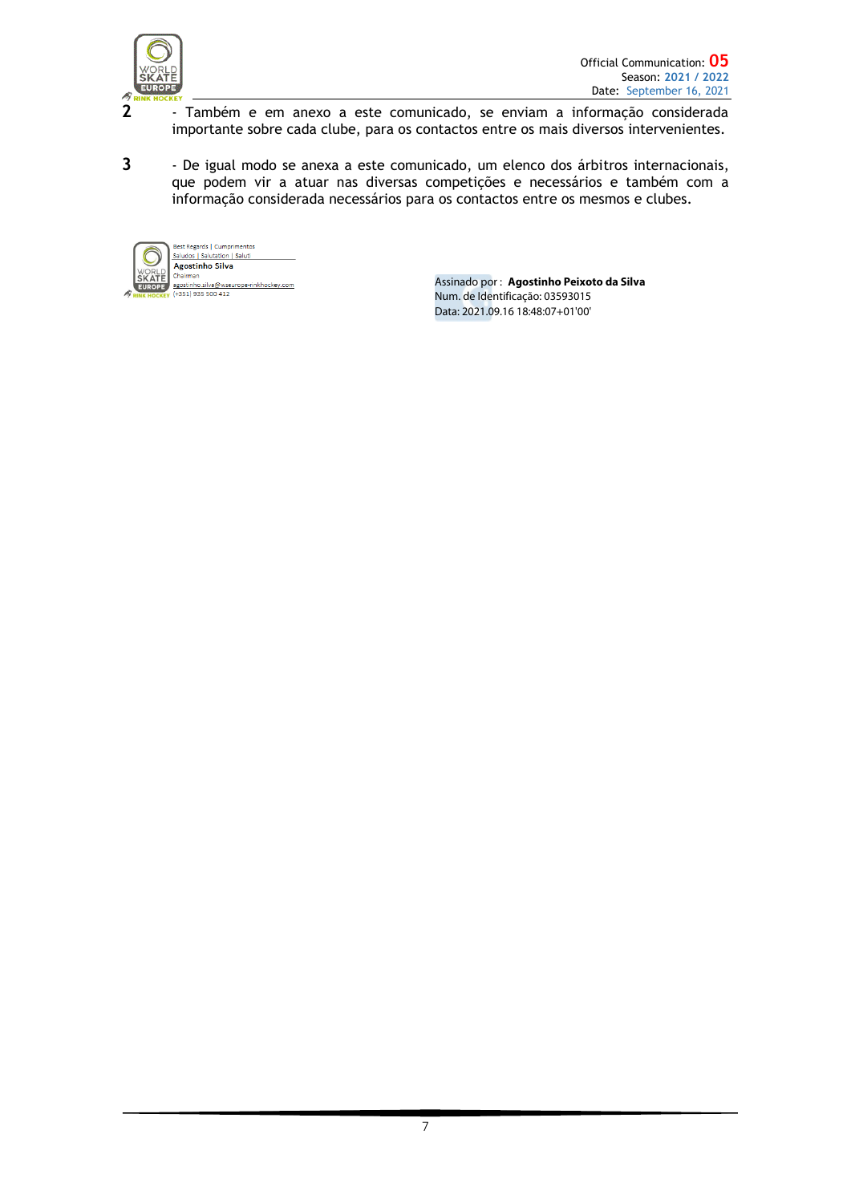**2** - Também e em anexo a este comunicado, se enviam a informação considerada importante sobre cada clube, para os contactos entre os mais diversos intervenientes.

**3** - De igual modo se anexa a este comunicado, um elenco dos árbitros internacionais, que podem vir a atuar nas diversas competições e necessários e também com a informação considerada necessários para os contactos entre os mesmos e clubes.

Best Regards | Cumprimentos
Saludos | Salutation | Saluti
**Agostinho Silva**
Chairman
agostinho.silva@wseurope-rinkhockey.com
(+351) 935 500 412

Assinado por : **Agostinho Peixoto da Silva**
Num. de Identificação: 03593015
Data: 2021.09.16 18:48:07+01'00'